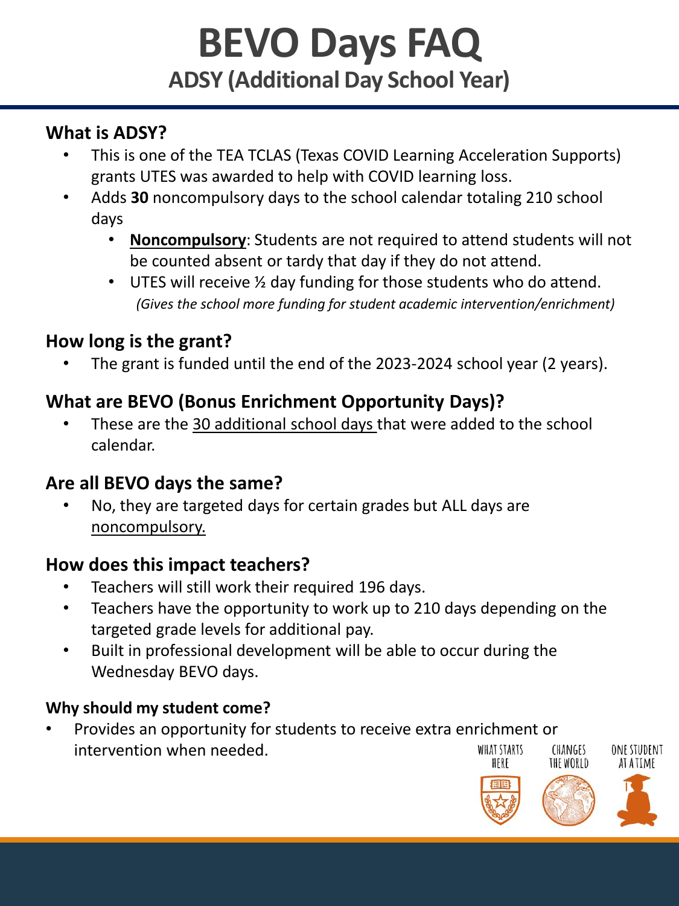# BEVO Days FAQ

## ADSY (Additional Day School Year)

### What is ADSY?

- This is one of the TEA TCLAS (Texas COVID Learning Acceleration Supports) grants UTES was awarded to help with COVID learning loss.
- Adds **30** noncompulsory days to the school calendar totaling 210 school days
  - **Noncompulsory**: Students are not required to attend students will not be counted absent or tardy that day if they do not attend.
  - UTES will receive ½ day funding for those students who do attend. *(Gives the school more funding for student academic intervention/enrichment)*

### How long is the grant?

- The grant is funded until the end of the 2023-2024 school year (2 years).

### What are BEVO (Bonus Enrichment Opportunity Days)?

- These are the 30 additional school days that were added to the school calendar.

### Are all BEVO days the same?

- No, they are targeted days for certain grades but ALL days are noncompulsory.

### How does this impact teachers?

- Teachers will still work their required 196 days.
- Teachers have the opportunity to work up to 210 days depending on the targeted grade levels for additional pay.
- Built in professional development will be able to occur during the Wednesday BEVO days.

### Why should my student come?

- Provides an opportunity for students to receive extra enrichment or intervention when needed.

WHAT STARTS HERE CHANGES THE WORLD ONE STUDENT AT A TIME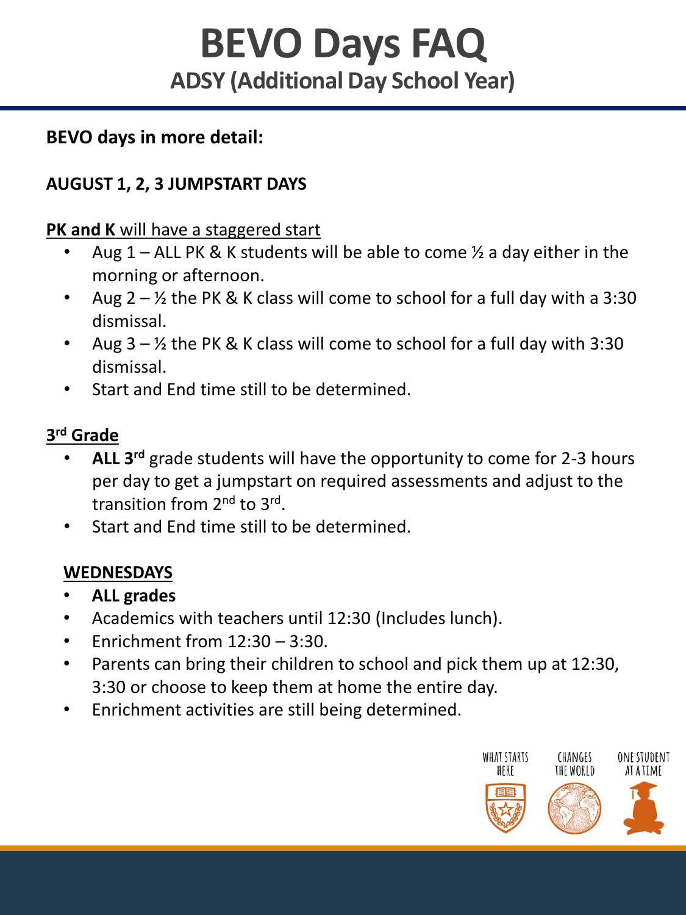# BEVO Days FAQ

## ADSY (Additional Day School Year)

**BEVO days in more detail:**

**AUGUST 1, 2, 3 JUMPSTART DAYS**

**PK and K** will have a staggered start

- Aug 1 – ALL PK & K students will be able to come ½ a day either in the morning or afternoon.
- Aug 2 – ½ the PK & K class will come to school for a full day with a 3:30 dismissal.
- Aug 3 – ½ the PK & K class will come to school for a full day with 3:30 dismissal.
- Start and End time still to be determined.

**3rd Grade**

- **ALL 3rd** grade students will have the opportunity to come for 2-3 hours per day to get a jumpstart on required assessments and adjust to the transition from 2nd to 3rd.
- Start and End time still to be determined.

**WEDNESDAYS**

- **ALL grades**
- Academics with teachers until 12:30 (Includes lunch).
- Enrichment from 12:30 – 3:30.
- Parents can bring their children to school and pick them up at 12:30, 3:30 or choose to keep them at home the entire day.
- Enrichment activities are still being determined.

WHAT STARTS HERE CHANGES THE WORLD ONE STUDENT AT A TIME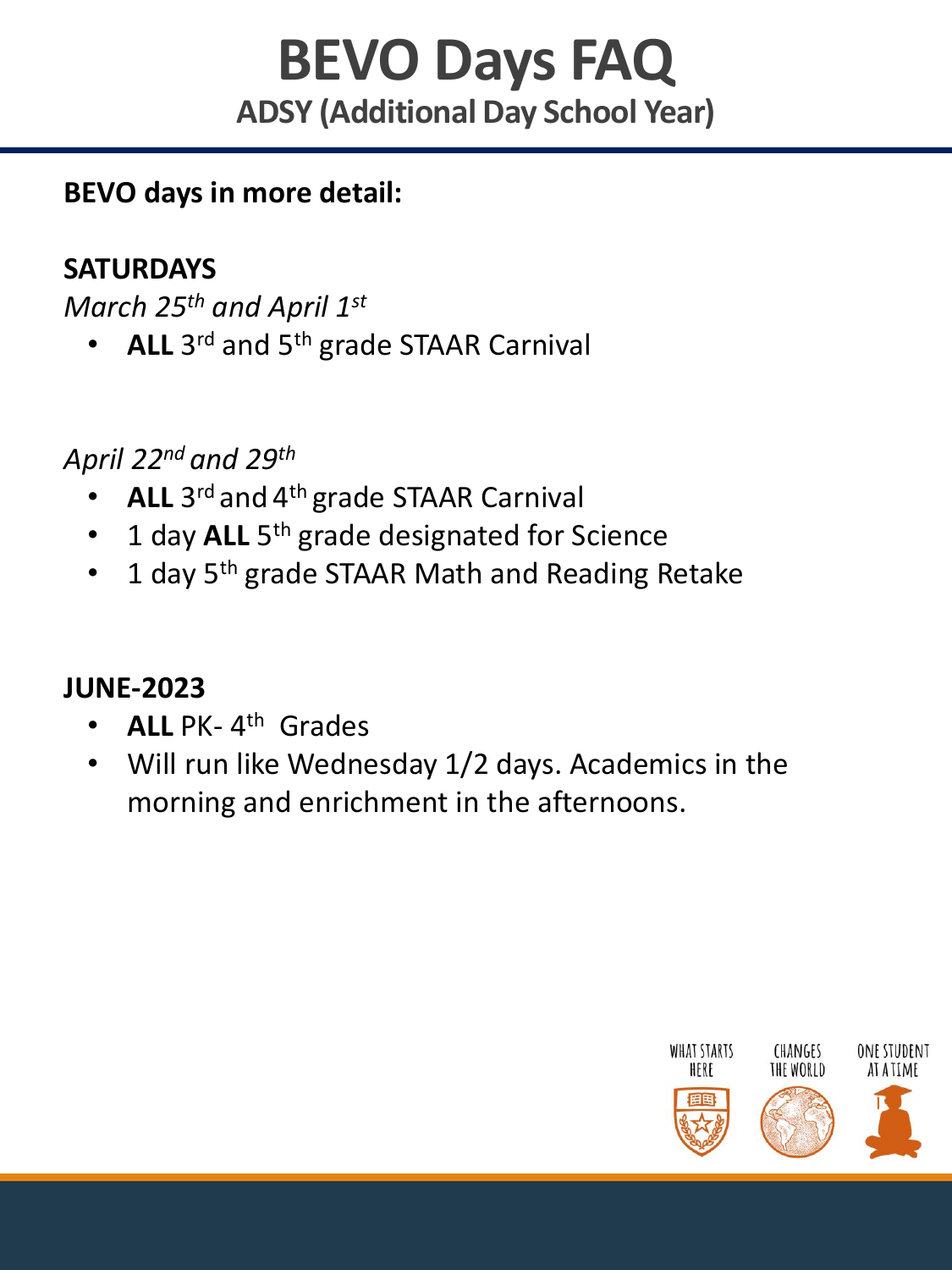# BEVO Days FAQ

## ADSY (Additional Day School Year)

**BEVO days in more detail:**

**SATURDAYS**

*March 25th and April 1st*

- **ALL** 3rd and 5th grade STAAR Carnival

*April 22nd and 29th*

- **ALL** 3rd and 4th grade STAAR Carnival
- 1 day **ALL** 5th grade designated for Science
- 1 day 5th grade STAAR Math and Reading Retake

**JUNE-2023**

- **ALL** PK- 4th Grades
- Will run like Wednesday 1/2 days. Academics in the morning and enrichment in the afternoons.

WHAT STARTS HERE CHANGES THE WORLD ONE STUDENT AT A TIME